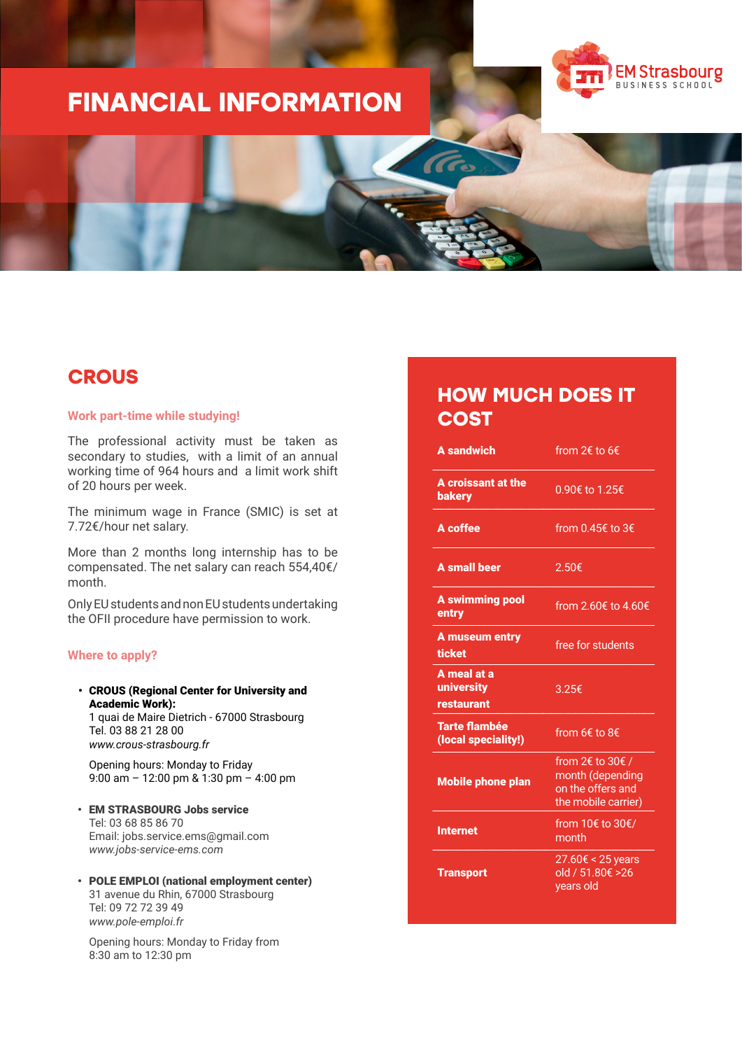# FINANCIAL INFORMATION

## CROUS

### Work part-time while studying!

The professional activity must be taken as secondary to studies, with a limit of an annual working time of 964 hours and a limit work shift of 20 hours per week.

The minimum wage in France (SMIC) is set at 7.72€/hour net salary.

More than 2 months long internship has to be compensated. The net salary can reach 554,40€/ month.

Only EU students and non EU students undertaking the OFII procedure have permission to work.

### Where to apply?

- **CROUS (Regional Center for University and Academic Work):**
  1 quai de Maire Dietrich - 67000 Strasbourg
  Tel. 03 88 21 28 00
  *www.crous-strasbourg.fr*

  Opening hours: Monday to Friday
  9:00 am – 12:00 pm & 1:30 pm – 4:00 pm

- **EM STRASBOURG Jobs service**
  Tel: 03 68 85 86 70
  Email: jobs.service.ems@gmail.com
  *www.jobs-service-ems.com*

- **POLE EMPLOI (national employment center)**
  31 avenue du Rhin, 67000 Strasbourg
  Tel: 09 72 72 39 49
  *www.pole-emploi.fr*

  Opening hours: Monday to Friday from
  8:30 am to 12:30 pm

## HOW MUCH DOES IT COST

| | |
|---|---|
| **A sandwich** | from 2€ to 6€ |
| **A croissant at the bakery** | 0.90€ to 1.25€ |
| **A coffee** | from 0.45€ to 3€ |
| **A small beer** | 2.50€ |
| **A swimming pool entry** | from 2.60€ to 4.60€ |
| **A museum entry ticket** | free for students |
| **A meal at a university restaurant** | 3.25€ |
| **Tarte flambée (local speciality!)** | from 6€ to 8€ |
| **Mobile phone plan** | from 2€ to 30€ / month (depending on the offers and the mobile carrier) |
| **Internet** | from 10€ to 30€/ month |
| **Transport** | 27.60€ < 25 years old / 51.80€ >26 years old |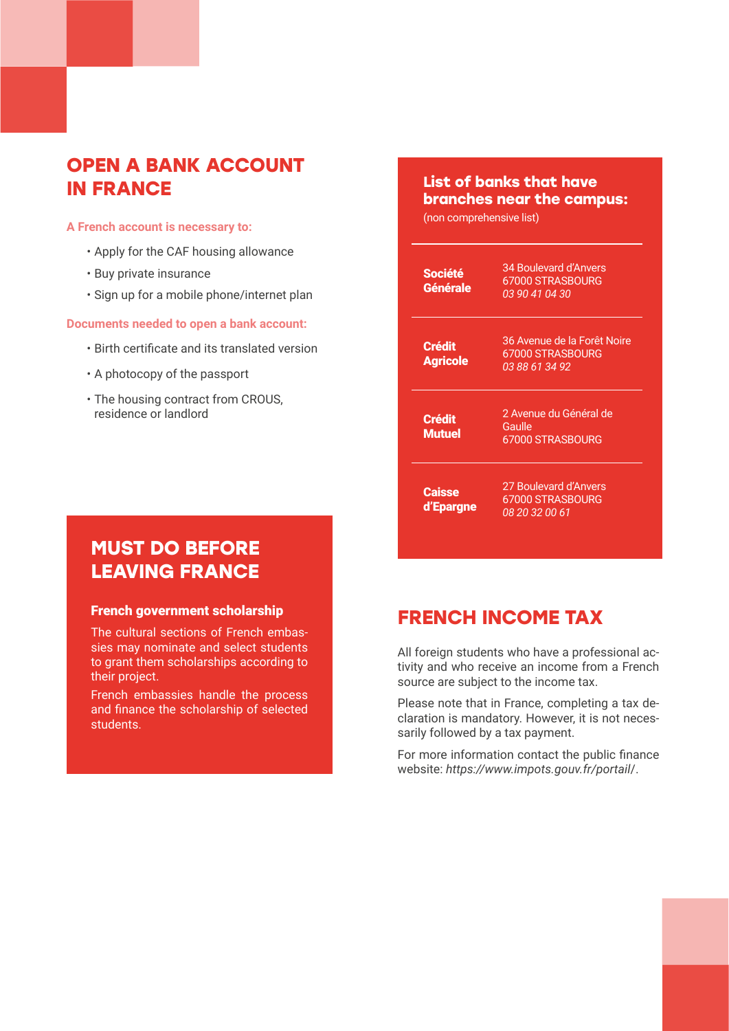## OPEN A BANK ACCOUNT IN FRANCE

**A French account is necessary to:**

- Apply for the CAF housing allowance
- Buy private insurance
- Sign up for a mobile phone/internet plan

**Documents needed to open a bank account:**

- Birth certificate and its translated version
- A photocopy of the passport
- The housing contract from CROUS, residence or landlord

## MUST DO BEFORE LEAVING FRANCE

### French government scholarship

The cultural sections of French embassies may nominate and select students to grant them scholarships according to their project.

French embassies handle the process and finance the scholarship of selected students.

### List of banks that have branches near the campus:

(non comprehensive list)

| | |
|---|---|
| **Société Générale** | 34 Boulevard d'Anvers<br>67000 STRASBOURG<br>*03 90 41 04 30* |
| **Crédit Agricole** | 36 Avenue de la Forêt Noire<br>67000 STRASBOURG<br>*03 88 61 34 92* |
| **Crédit Mutuel** | 2 Avenue du Général de Gaulle<br>67000 STRASBOURG |
| **Caisse d'Epargne** | 27 Boulevard d'Anvers<br>67000 STRASBOURG<br>*08 20 32 00 61* |

## FRENCH INCOME TAX

All foreign students who have a professional activity and who receive an income from a French source are subject to the income tax.

Please note that in France, completing a tax declaration is mandatory. However, it is not necessarily followed by a tax payment.

For more information contact the public finance website: *https://www.impots.gouv.fr/portail/*.